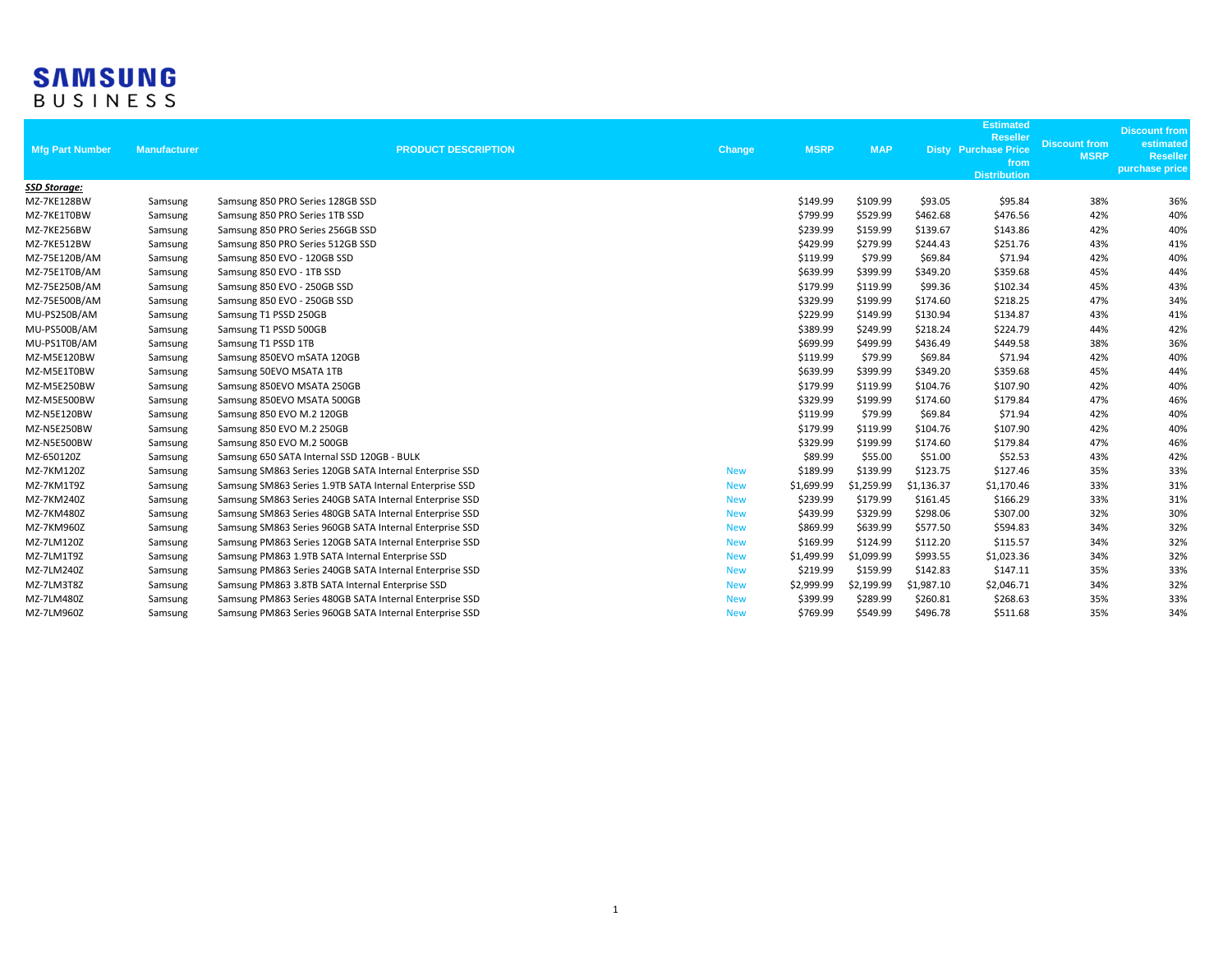**SAMSUNG BUSINESS**

| Mfg Part Number | Manufacturer | PRODUCT DESCRIPTION | Change | MSRP | MAP | Disty | Estimated Reseller Purchase Price from Distribution | Discount from MSRP | Discount from estimated Reseller purchase price |
|---|---|---|---|---|---|---|---|---|---|
| ***SSD Storage:*** | | | | | | | | | |
| MZ-7KE128BW | Samsung | Samsung 850 PRO Series 128GB SSD | | $149.99 | $109.99 | $93.05 | $95.84 | 38% | 36% |
| MZ-7KE1T0BW | Samsung | Samsung 850 PRO Series 1TB SSD | | $799.99 | $529.99 | $462.68 | $476.56 | 42% | 40% |
| MZ-7KE256BW | Samsung | Samsung 850 PRO Series 256GB SSD | | $239.99 | $159.99 | $139.67 | $143.86 | 42% | 40% |
| MZ-7KE512BW | Samsung | Samsung 850 PRO Series 512GB SSD | | $429.99 | $279.99 | $244.43 | $251.76 | 43% | 41% |
| MZ-75E120B/AM | Samsung | Samsung 850 EVO - 120GB SSD | | $119.99 | $79.99 | $69.84 | $71.94 | 42% | 40% |
| MZ-75E1T0B/AM | Samsung | Samsung 850 EVO - 1TB SSD | | $639.99 | $399.99 | $349.20 | $359.68 | 45% | 44% |
| MZ-75E250B/AM | Samsung | Samsung 850 EVO - 250GB SSD | | $179.99 | $119.99 | $99.36 | $102.34 | 45% | 43% |
| MZ-75E500B/AM | Samsung | Samsung 850 EVO - 250GB SSD | | $329.99 | $199.99 | $174.60 | $218.25 | 47% | 34% |
| MU-PS250B/AM | Samsung | Samsung T1 PSSD 250GB | | $229.99 | $149.99 | $130.94 | $134.87 | 43% | 41% |
| MU-PS500B/AM | Samsung | Samsung T1 PSSD 500GB | | $389.99 | $249.99 | $218.24 | $224.79 | 44% | 42% |
| MU-PS1T0B/AM | Samsung | Samsung T1 PSSD 1TB | | $699.99 | $499.99 | $436.49 | $449.58 | 38% | 36% |
| MZ-M5E120BW | Samsung | Samsung 850EVO mSATA 120GB | | $119.99 | $79.99 | $69.84 | $71.94 | 42% | 40% |
| MZ-M5E1T0BW | Samsung | Samsung 50EVO MSATA 1TB | | $639.99 | $399.99 | $349.20 | $359.68 | 45% | 44% |
| MZ-M5E250BW | Samsung | Samsung 850EVO MSATA 250GB | | $179.99 | $119.99 | $104.76 | $107.90 | 42% | 40% |
| MZ-M5E500BW | Samsung | Samsung 850EVO MSATA 500GB | | $329.99 | $199.99 | $174.60 | $179.84 | 47% | 46% |
| MZ-N5E120BW | Samsung | Samsung 850 EVO M.2 120GB | | $119.99 | $79.99 | $69.84 | $71.94 | 42% | 40% |
| MZ-N5E250BW | Samsung | Samsung 850 EVO M.2 250GB | | $179.99 | $119.99 | $104.76 | $107.90 | 42% | 40% |
| MZ-N5E500BW | Samsung | Samsung 850 EVO M.2 500GB | | $329.99 | $199.99 | $174.60 | $179.84 | 47% | 46% |
| MZ-650120Z | Samsung | Samsung 650 SATA Internal SSD 120GB - BULK | | $89.99 | $55.00 | $51.00 | $52.53 | 43% | 42% |
| MZ-7KM120Z | Samsung | Samsung SM863 Series 120GB SATA Internal Enterprise SSD | New | $189.99 | $139.99 | $123.75 | $127.46 | 35% | 33% |
| MZ-7KM1T9Z | Samsung | Samsung SM863 Series 1.9TB SATA Internal Enterprise SSD | New | $1,699.99 | $1,259.99 | $1,136.37 | $1,170.46 | 33% | 31% |
| MZ-7KM240Z | Samsung | Samsung SM863 Series 240GB SATA Internal Enterprise SSD | New | $239.99 | $179.99 | $161.45 | $166.29 | 33% | 31% |
| MZ-7KM480Z | Samsung | Samsung SM863 Series 480GB SATA Internal Enterprise SSD | New | $439.99 | $329.99 | $298.06 | $307.00 | 32% | 30% |
| MZ-7KM960Z | Samsung | Samsung SM863 Series 960GB SATA Internal Enterprise SSD | New | $869.99 | $639.99 | $577.50 | $594.83 | 34% | 32% |
| MZ-7LM120Z | Samsung | Samsung PM863 Series 120GB SATA Internal Enterprise SSD | New | $169.99 | $124.99 | $112.20 | $115.57 | 34% | 32% |
| MZ-7LM1T9Z | Samsung | Samsung PM863 1.9TB SATA Internal Enterprise SSD | New | $1,499.99 | $1,099.99 | $993.55 | $1,023.36 | 34% | 32% |
| MZ-7LM240Z | Samsung | Samsung PM863 Series 240GB SATA Internal Enterprise SSD | New | $219.99 | $159.99 | $142.83 | $147.11 | 35% | 33% |
| MZ-7LM3T8Z | Samsung | Samsung PM863 3.8TB SATA Internal Enterprise SSD | New | $2,999.99 | $2,199.99 | $1,987.10 | $2,046.71 | 34% | 32% |
| MZ-7LM480Z | Samsung | Samsung PM863 Series 480GB SATA Internal Enterprise SSD | New | $399.99 | $289.99 | $260.81 | $268.63 | 35% | 33% |
| MZ-7LM960Z | Samsung | Samsung PM863 Series 960GB SATA Internal Enterprise SSD | New | $769.99 | $549.99 | $496.78 | $511.68 | 35% | 34% |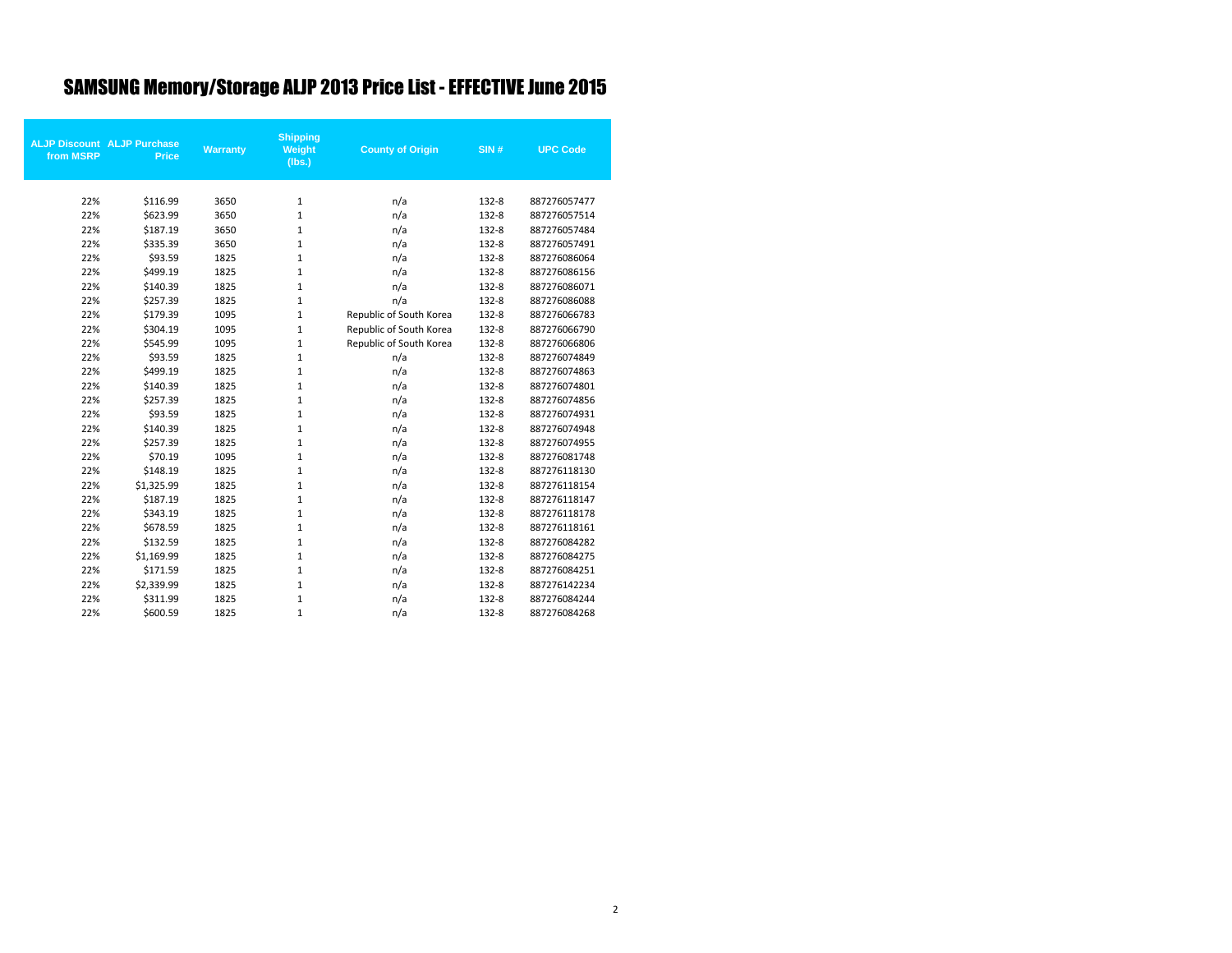# SAMSUNG Memory/Storage ALJP 2013 Price List - EFFECTIVE June 2015

| ALJP Discount from MSRP | ALJP Purchase Price | Warranty | Shipping Weight (lbs.) | County of Origin | SIN # | UPC Code |
|---|---|---|---|---|---|---|
| 22% | $116.99 | 3650 | 1 | n/a | 132-8 | 887276057477 |
| 22% | $623.99 | 3650 | 1 | n/a | 132-8 | 887276057514 |
| 22% | $187.19 | 3650 | 1 | n/a | 132-8 | 887276057484 |
| 22% | $335.39 | 3650 | 1 | n/a | 132-8 | 887276057491 |
| 22% | $93.59 | 1825 | 1 | n/a | 132-8 | 887276086064 |
| 22% | $499.19 | 1825 | 1 | n/a | 132-8 | 887276086156 |
| 22% | $140.39 | 1825 | 1 | n/a | 132-8 | 887276086071 |
| 22% | $257.39 | 1825 | 1 | n/a | 132-8 | 887276086088 |
| 22% | $179.39 | 1095 | 1 | Republic of South Korea | 132-8 | 887276066783 |
| 22% | $304.19 | 1095 | 1 | Republic of South Korea | 132-8 | 887276066790 |
| 22% | $545.99 | 1095 | 1 | Republic of South Korea | 132-8 | 887276066806 |
| 22% | $93.59 | 1825 | 1 | n/a | 132-8 | 887276074849 |
| 22% | $499.19 | 1825 | 1 | n/a | 132-8 | 887276074863 |
| 22% | $140.39 | 1825 | 1 | n/a | 132-8 | 887276074801 |
| 22% | $257.39 | 1825 | 1 | n/a | 132-8 | 887276074856 |
| 22% | $93.59 | 1825 | 1 | n/a | 132-8 | 887276074931 |
| 22% | $140.39 | 1825 | 1 | n/a | 132-8 | 887276074948 |
| 22% | $257.39 | 1825 | 1 | n/a | 132-8 | 887276074955 |
| 22% | $70.19 | 1095 | 1 | n/a | 132-8 | 887276081748 |
| 22% | $148.19 | 1825 | 1 | n/a | 132-8 | 887276118130 |
| 22% | $1,325.99 | 1825 | 1 | n/a | 132-8 | 887276118154 |
| 22% | $187.19 | 1825 | 1 | n/a | 132-8 | 887276118147 |
| 22% | $343.19 | 1825 | 1 | n/a | 132-8 | 887276118178 |
| 22% | $678.59 | 1825 | 1 | n/a | 132-8 | 887276118161 |
| 22% | $132.59 | 1825 | 1 | n/a | 132-8 | 887276084282 |
| 22% | $1,169.99 | 1825 | 1 | n/a | 132-8 | 887276084275 |
| 22% | $171.59 | 1825 | 1 | n/a | 132-8 | 887276084251 |
| 22% | $2,339.99 | 1825 | 1 | n/a | 132-8 | 887276142234 |
| 22% | $311.99 | 1825 | 1 | n/a | 132-8 | 887276084244 |
| 22% | $600.59 | 1825 | 1 | n/a | 132-8 | 887276084268 |